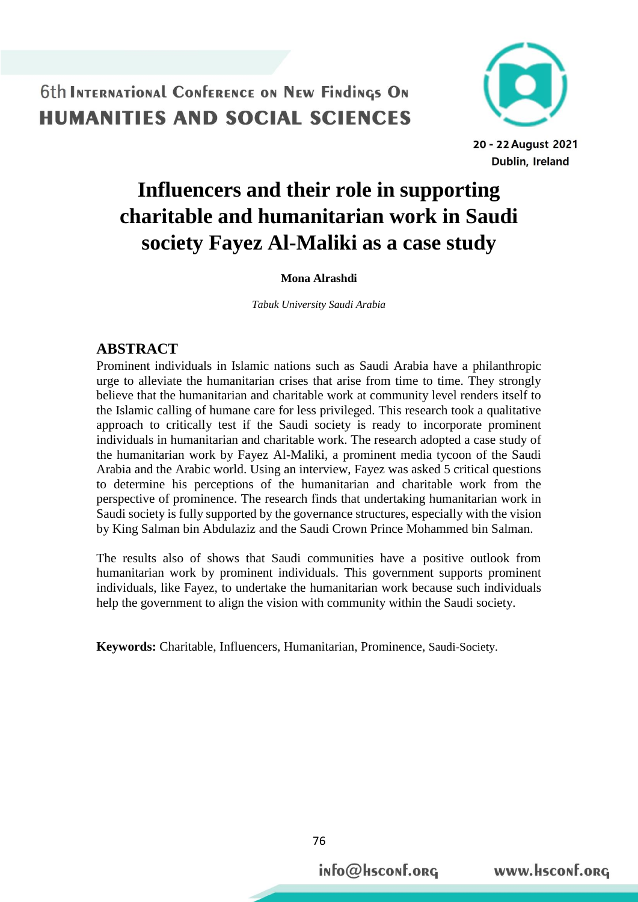# Influencers and their role in supporting charitable and humanitarian work in Saudi society Fayez Al-Maliki as a case study

**Mona Alrashdi**

*Tabuk University Saudi Arabia*

## ABSTRACT

Prominent individuals in Islamic nations such as Saudi Arabia have a philanthropic urge to alleviate the humanitarian crises that arise from time to time. They strongly believe that the humanitarian and charitable work at community level renders itself to the Islamic calling of humane care for less privileged. This research took a qualitative approach to critically test if the Saudi society is ready to incorporate prominent individuals in humanitarian and charitable work. The research adopted a case study of the humanitarian work by Fayez Al-Maliki, a prominent media tycoon of the Saudi Arabia and the Arabic world. Using an interview, Fayez was asked 5 critical questions to determine his perceptions of the humanitarian and charitable work from the perspective of prominence. The research finds that undertaking humanitarian work in Saudi society is fully supported by the governance structures, especially with the vision by King Salman bin Abdulaziz and the Saudi Crown Prince Mohammed bin Salman.

The results also of shows that Saudi communities have a positive outlook from humanitarian work by prominent individuals. This government supports prominent individuals, like Fayez, to undertake the humanitarian work because such individuals help the government to align the vision with community within the Saudi society.

**Keywords:** Charitable, Influencers, Humanitarian, Prominence, Saudi-Society.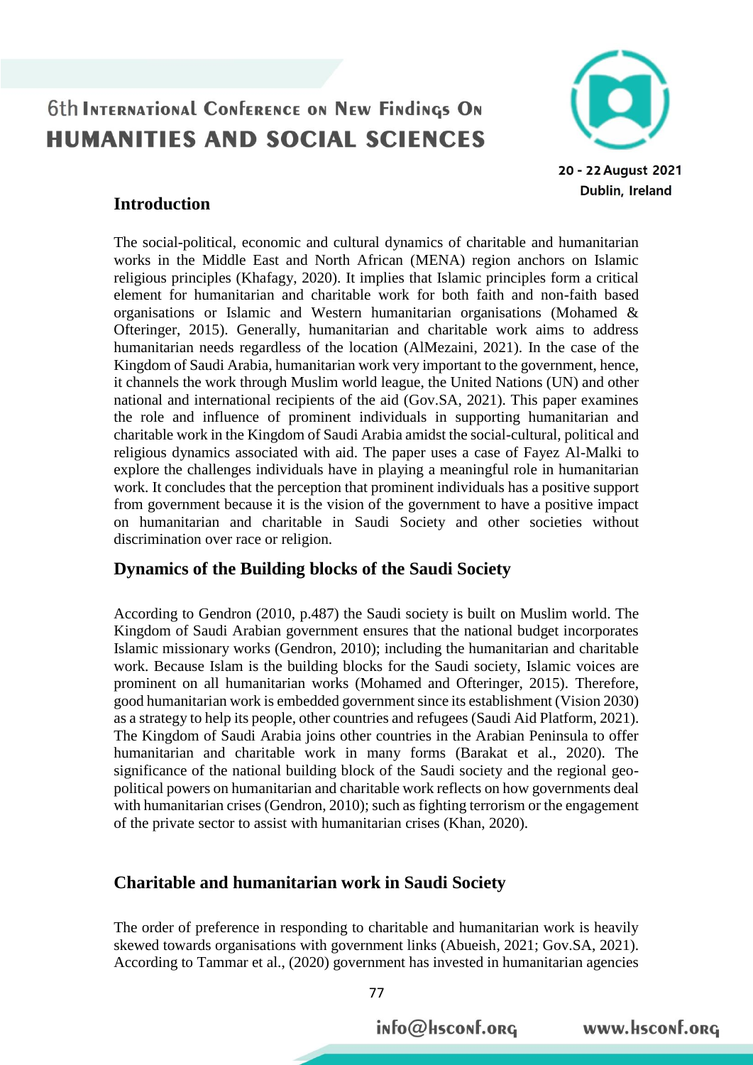## Introduction

The social-political, economic and cultural dynamics of charitable and humanitarian works in the Middle East and North African (MENA) region anchors on Islamic religious principles (Khafagy, 2020). It implies that Islamic principles form a critical element for humanitarian and charitable work for both faith and non-faith based organisations or Islamic and Western humanitarian organisations (Mohamed & Ofteringer, 2015). Generally, humanitarian and charitable work aims to address humanitarian needs regardless of the location (AlMezaini, 2021). In the case of the Kingdom of Saudi Arabia, humanitarian work very important to the government, hence, it channels the work through Muslim world league, the United Nations (UN) and other national and international recipients of the aid (Gov.SA, 2021). This paper examines the role and influence of prominent individuals in supporting humanitarian and charitable work in the Kingdom of Saudi Arabia amidst the social-cultural, political and religious dynamics associated with aid. The paper uses a case of Fayez Al-Malki to explore the challenges individuals have in playing a meaningful role in humanitarian work. It concludes that the perception that prominent individuals has a positive support from government because it is the vision of the government to have a positive impact on humanitarian and charitable in Saudi Society and other societies without discrimination over race or religion.

## Dynamics of the Building blocks of the Saudi Society

According to Gendron (2010, p.487) the Saudi society is built on Muslim world. The Kingdom of Saudi Arabian government ensures that the national budget incorporates Islamic missionary works (Gendron, 2010); including the humanitarian and charitable work. Because Islam is the building blocks for the Saudi society, Islamic voices are prominent on all humanitarian works (Mohamed and Ofteringer, 2015). Therefore, good humanitarian work is embedded government since its establishment (Vision 2030) as a strategy to help its people, other countries and refugees (Saudi Aid Platform, 2021). The Kingdom of Saudi Arabia joins other countries in the Arabian Peninsula to offer humanitarian and charitable work in many forms (Barakat et al., 2020). The significance of the national building block of the Saudi society and the regional geo-political powers on humanitarian and charitable work reflects on how governments deal with humanitarian crises (Gendron, 2010); such as fighting terrorism or the engagement of the private sector to assist with humanitarian crises (Khan, 2020).

## Charitable and humanitarian work in Saudi Society

The order of preference in responding to charitable and humanitarian work is heavily skewed towards organisations with government links (Abueish, 2021; Gov.SA, 2021). According to Tammar et al., (2020) government has invested in humanitarian agencies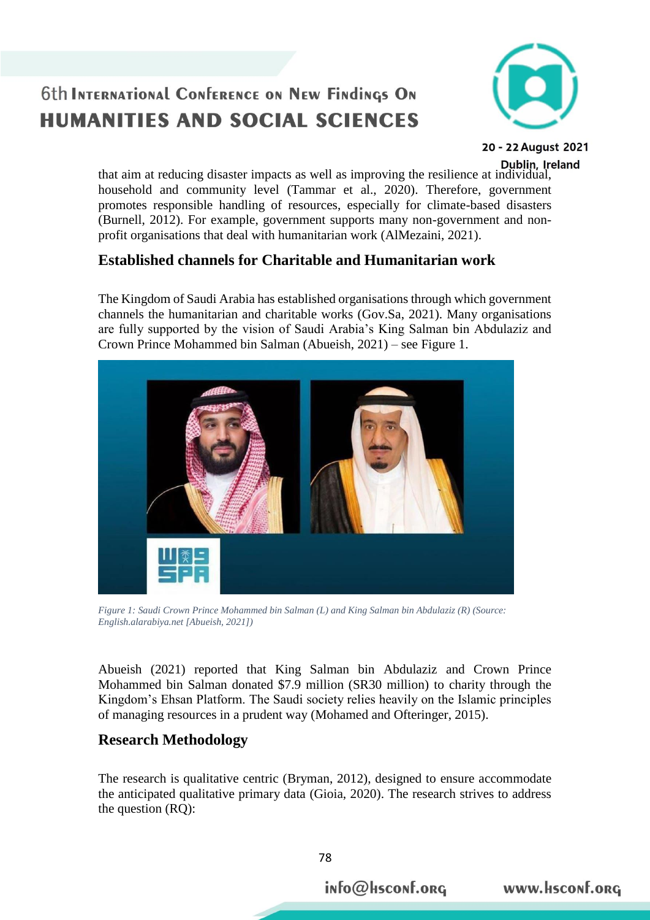that aim at reducing disaster impacts as well as improving the resilience at individual, household and community level (Tammar et al., 2020). Therefore, government promotes responsible handling of resources, especially for climate-based disasters (Burnell, 2012). For example, government supports many non-government and non-profit organisations that deal with humanitarian work (AlMezaini, 2021).

## Established channels for Charitable and Humanitarian work

The Kingdom of Saudi Arabia has established organisations through which government channels the humanitarian and charitable works (Gov.Sa, 2021). Many organisations are fully supported by the vision of Saudi Arabia's King Salman bin Abdulaziz and Crown Prince Mohammed bin Salman (Abueish, 2021) – see Figure 1.

*Figure 1: Saudi Crown Prince Mohammed bin Salman (L) and King Salman bin Abdulaziz (R) (Source: English.alarabiya.net [Abueish, 2021])*

Abueish (2021) reported that King Salman bin Abdulaziz and Crown Prince Mohammed bin Salman donated $7.9 million (SR30 million) to charity through the Kingdom's Ehsan Platform. The Saudi society relies heavily on the Islamic principles of managing resources in a prudent way (Mohamed and Ofteringer, 2015).

## Research Methodology

The research is qualitative centric (Bryman, 2012), designed to ensure accommodate the anticipated qualitative primary data (Gioia, 2020). The research strives to address the question (RQ):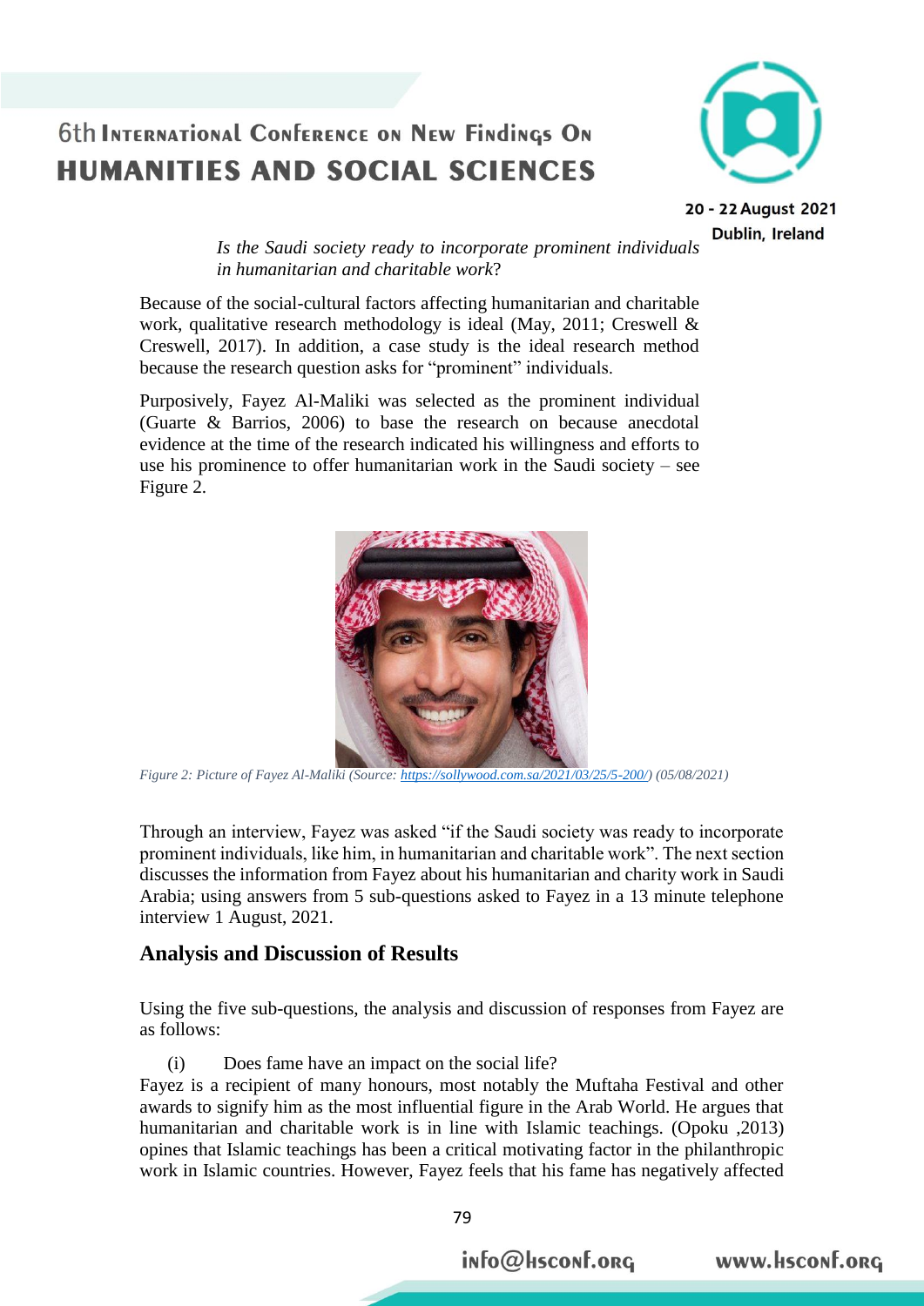*Is the Saudi society ready to incorporate prominent individuals in humanitarian and charitable work*?

Because of the social-cultural factors affecting humanitarian and charitable work, qualitative research methodology is ideal (May, 2011; Creswell & Creswell, 2017). In addition, a case study is the ideal research method because the research question asks for "prominent" individuals.

Purposively, Fayez Al-Maliki was selected as the prominent individual (Guarte & Barrios, 2006) to base the research on because anecdotal evidence at the time of the research indicated his willingness and efforts to use his prominence to offer humanitarian work in the Saudi society – see Figure 2.

*Figure 2: Picture of Fayez Al-Maliki (Source: https://sollywood.com.sa/2021/03/25/5-200/) (05/08/2021)*

Through an interview, Fayez was asked "if the Saudi society was ready to incorporate prominent individuals, like him, in humanitarian and charitable work". The next section discusses the information from Fayez about his humanitarian and charity work in Saudi Arabia; using answers from 5 sub-questions asked to Fayez in a 13 minute telephone interview 1 August, 2021.

## Analysis and Discussion of Results

Using the five sub-questions, the analysis and discussion of responses from Fayez are as follows:

(i) Does fame have an impact on the social life?

Fayez is a recipient of many honours, most notably the Muftaha Festival and other awards to signify him as the most influential figure in the Arab World. He argues that humanitarian and charitable work is in line with Islamic teachings. (Opoku ,2013) opines that Islamic teachings has been a critical motivating factor in the philanthropic work in Islamic countries. However, Fayez feels that his fame has negatively affected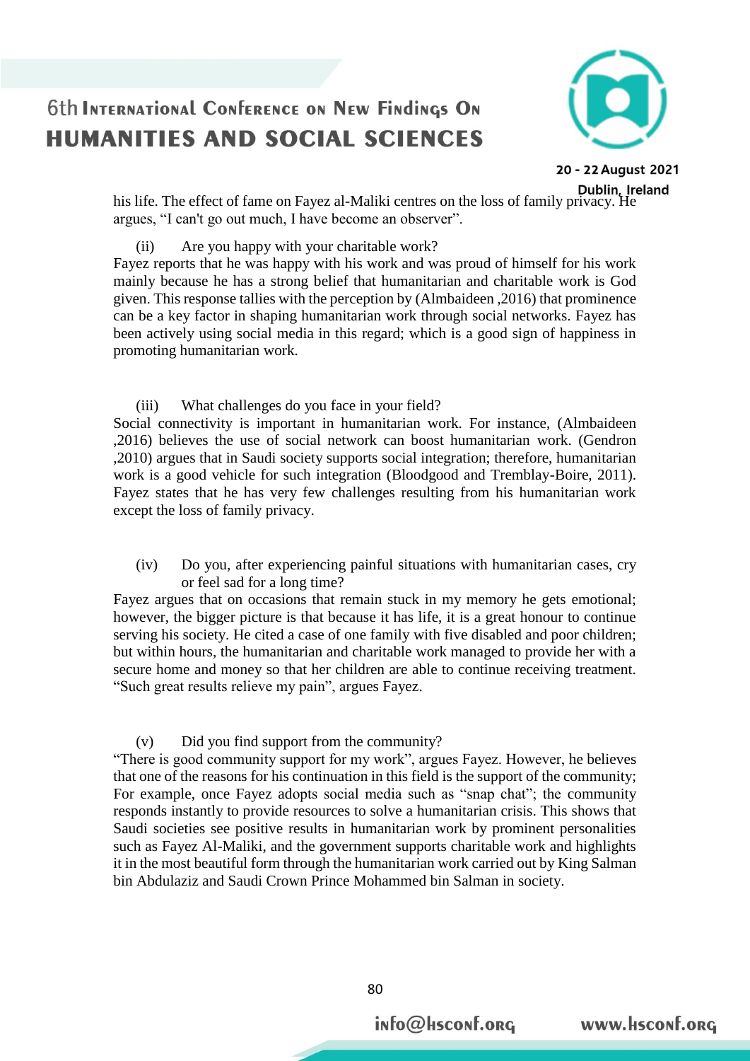his life. The effect of fame on Fayez al-Maliki centres on the loss of family privacy. He argues, "I can't go out much, I have become an observer".

(ii) Are you happy with your charitable work?

Fayez reports that he was happy with his work and was proud of himself for his work mainly because he has a strong belief that humanitarian and charitable work is God given. This response tallies with the perception by (Almbaideen ,2016) that prominence can be a key factor in shaping humanitarian work through social networks. Fayez has been actively using social media in this regard; which is a good sign of happiness in promoting humanitarian work.

(iii) What challenges do you face in your field?

Social connectivity is important in humanitarian work. For instance, (Almbaideen ,2016) believes the use of social network can boost humanitarian work. (Gendron ,2010) argues that in Saudi society supports social integration; therefore, humanitarian work is a good vehicle for such integration (Bloodgood and Tremblay-Boire, 2011). Fayez states that he has very few challenges resulting from his humanitarian work except the loss of family privacy.

(iv) Do you, after experiencing painful situations with humanitarian cases, cry or feel sad for a long time?

Fayez argues that on occasions that remain stuck in my memory he gets emotional; however, the bigger picture is that because it has life, it is a great honour to continue serving his society. He cited a case of one family with five disabled and poor children; but within hours, the humanitarian and charitable work managed to provide her with a secure home and money so that her children are able to continue receiving treatment. "Such great results relieve my pain", argues Fayez.

(v) Did you find support from the community?

"There is good community support for my work", argues Fayez. However, he believes that one of the reasons for his continuation in this field is the support of the community; For example, once Fayez adopts social media such as "snap chat"; the community responds instantly to provide resources to solve a humanitarian crisis. This shows that Saudi societies see positive results in humanitarian work by prominent personalities such as Fayez Al-Maliki, and the government supports charitable work and highlights it in the most beautiful form through the humanitarian work carried out by King Salman bin Abdulaziz and Saudi Crown Prince Mohammed bin Salman in society.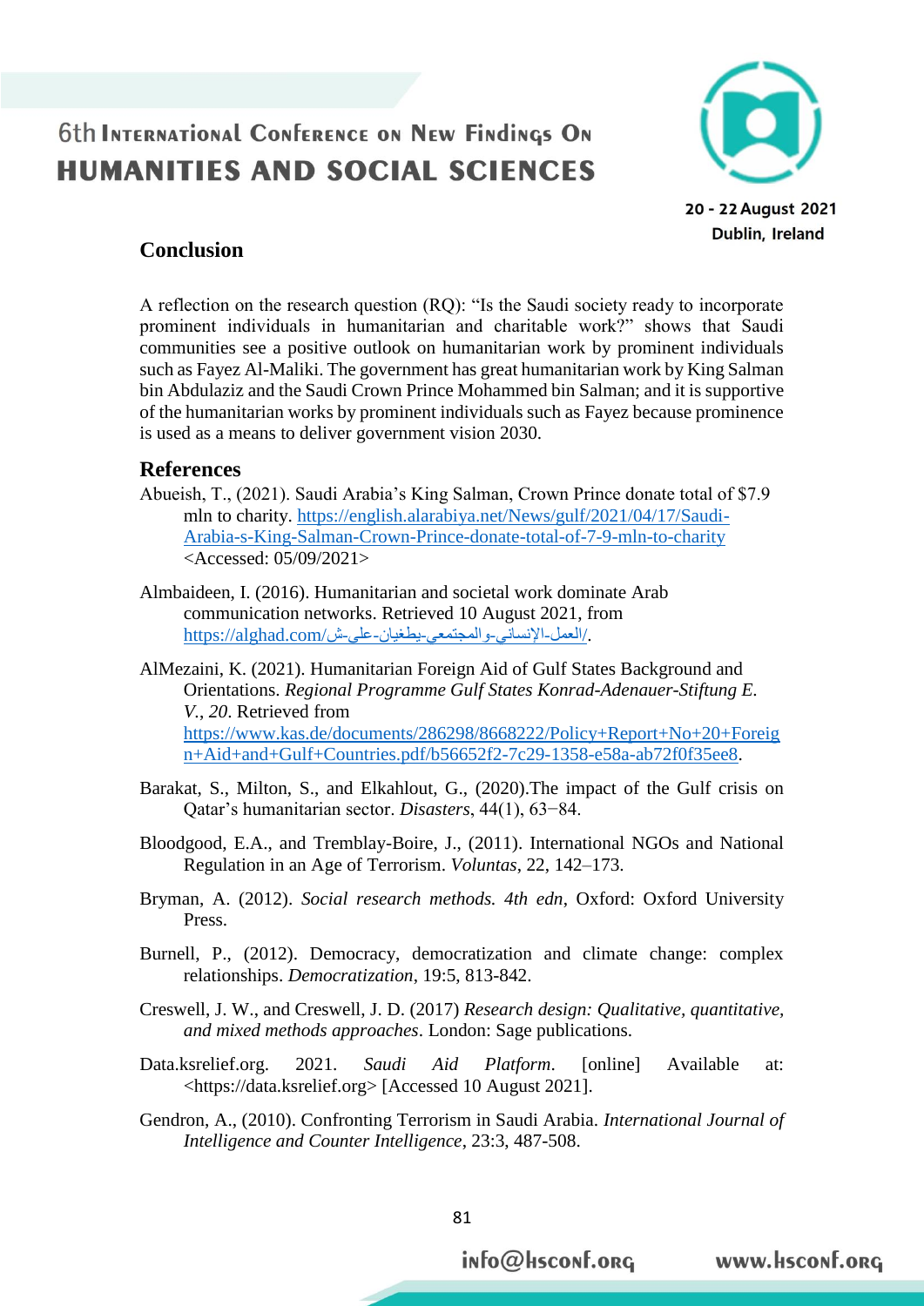## Conclusion

A reflection on the research question (RQ): "Is the Saudi society ready to incorporate prominent individuals in humanitarian and charitable work?" shows that Saudi communities see a positive outlook on humanitarian work by prominent individuals such as Fayez Al-Maliki. The government has great humanitarian work by King Salman bin Abdulaziz and the Saudi Crown Prince Mohammed bin Salman; and it is supportive of the humanitarian works by prominent individuals such as Fayez because prominence is used as a means to deliver government vision 2030.

## References

Abueish, T., (2021). Saudi Arabia's King Salman, Crown Prince donate total of $7.9 mln to charity. https://english.alarabiya.net/News/gulf/2021/04/17/Saudi-Arabia-s-King-Salman-Crown-Prince-donate-total-of-7-9-mln-to-charity <Accessed: 05/09/2021>

Almbaideen, I. (2016). Humanitarian and societal work dominate Arab communication networks. Retrieved 10 August 2021, from https://alghad.com/العمل-الإنساني-والمجتمعي-يطغيان-على-ش/.

AlMezaini, K. (2021). Humanitarian Foreign Aid of Gulf States Background and Orientations. *Regional Programme Gulf States Konrad-Adenauer-Stiftung E. V.*, *20*. Retrieved from https://www.kas.de/documents/286298/8668222/Policy+Report+No+20+Foreign+Aid+and+Gulf+Countries.pdf/b56652f2-7c29-1358-e58a-ab72f0f35ee8.

Barakat, S., Milton, S., and Elkahlout, G., (2020).The impact of the Gulf crisis on Qatar's humanitarian sector. *Disasters*, 44(1), 63−84.

Bloodgood, E.A., and Tremblay-Boire, J., (2011). International NGOs and National Regulation in an Age of Terrorism. *Voluntas*, 22, 142–173.

Bryman, A. (2012). *Social research methods. 4th edn*, Oxford: Oxford University Press.

Burnell, P., (2012). Democracy, democratization and climate change: complex relationships. *Democratization*, 19:5, 813-842.

Creswell, J. W., and Creswell, J. D. (2017) *Research design: Qualitative, quantitative, and mixed methods approaches*. London: Sage publications.

Data.ksrelief.org. 2021. *Saudi Aid Platform*. [online] Available at: <https://data.ksrelief.org> [Accessed 10 August 2021].

Gendron, A., (2010). Confronting Terrorism in Saudi Arabia. *International Journal of Intelligence and Counter Intelligence*, 23:3, 487-508.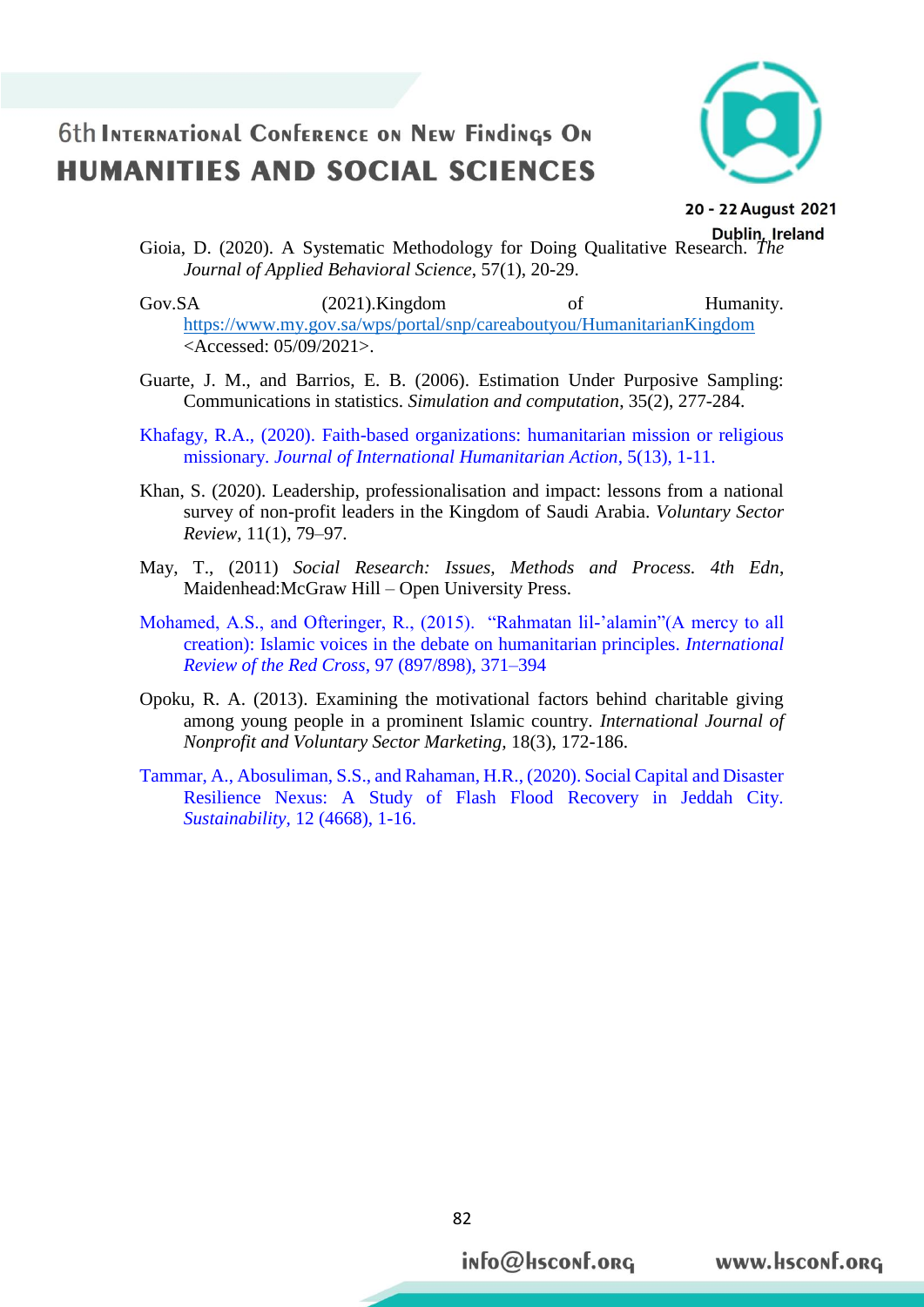Gioia, D. (2020). A Systematic Methodology for Doing Qualitative Research. *The Journal of Applied Behavioral Science*, 57(1), 20-29.

Gov.SA (2021).Kingdom of Humanity. https://www.my.gov.sa/wps/portal/snp/careaboutyou/HumanitarianKingdom <Accessed: 05/09/2021>.

Guarte, J. M., and Barrios, E. B. (2006). Estimation Under Purposive Sampling: Communications in statistics. *Simulation and computation*, 35(2), 277-284.

Khafagy, R.A., (2020). Faith-based organizations: humanitarian mission or religious missionary. *Journal of International Humanitarian Action*, 5(13), 1-11.

Khan, S. (2020). Leadership, professionalisation and impact: lessons from a national survey of non-profit leaders in the Kingdom of Saudi Arabia. *Voluntary Sector Review*, 11(1), 79–97.

May, T., (2011) *Social Research: Issues, Methods and Process. 4th Edn*, Maidenhead:McGraw Hill – Open University Press.

Mohamed, A.S., and Ofteringer, R., (2015). "Rahmatan lil-'alamin"(A mercy to all creation): Islamic voices in the debate on humanitarian principles. *International Review of the Red Cross*, 97 (897/898), 371–394

Opoku, R. A. (2013). Examining the motivational factors behind charitable giving among young people in a prominent Islamic country. *International Journal of Nonprofit and Voluntary Sector Marketing*, 18(3), 172-186.

Tammar, A., Abosuliman, S.S., and Rahaman, H.R., (2020). Social Capital and Disaster Resilience Nexus: A Study of Flash Flood Recovery in Jeddah City. *Sustainability*, 12 (4668), 1-16.